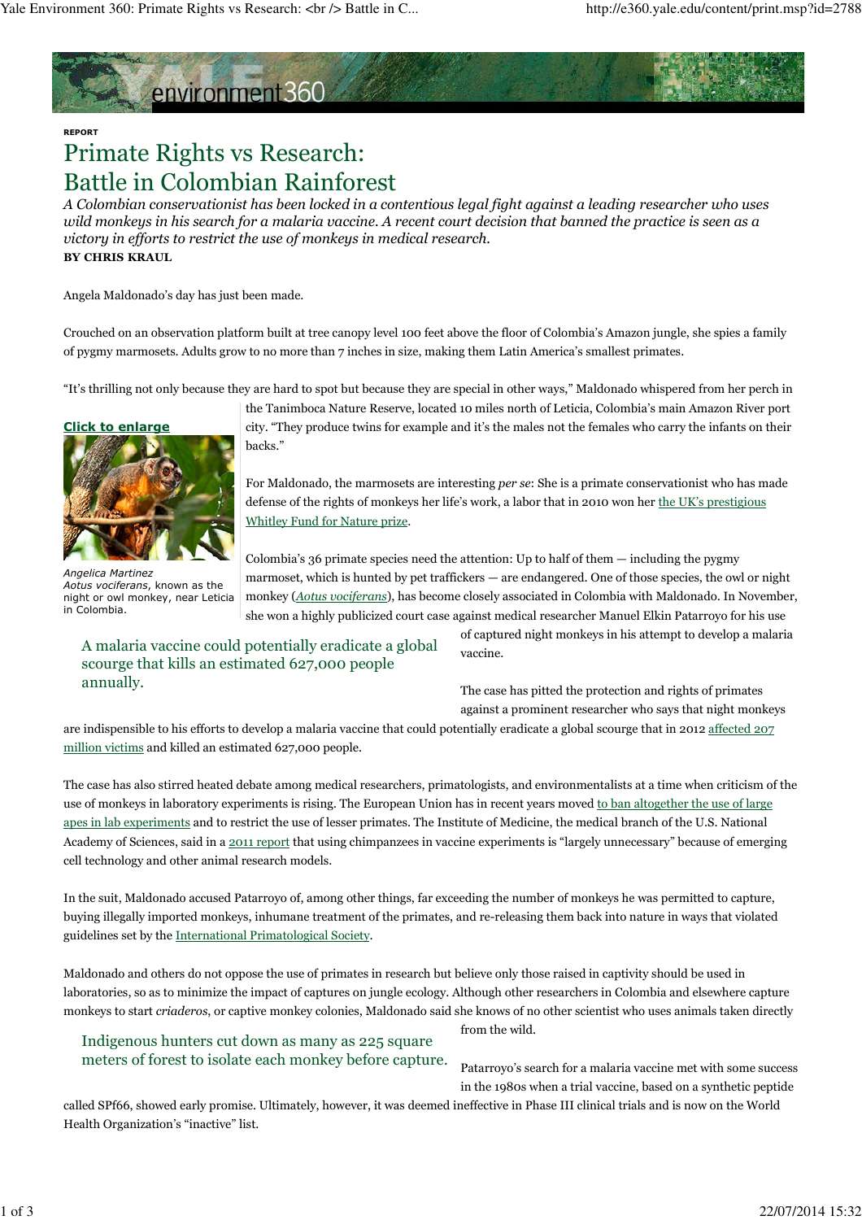REPORT

# Primate Rights vs Research: Battle in Colombian Rainforest

*A Colombian conservationist has been locked in a contentious legal fight against a leading researcher who uses wild monkeys in his search for a malaria vaccine. A recent court decision that banned the practice is seen as a victory in efforts to restrict the use of monkeys in medical research.*

**BY CHRIS KRAUL**

Angela Maldonado's day has just been made.

Crouched on an observation platform built at tree canopy level 100 feet above the floor of Colombia's Amazon jungle, she spies a family of pygmy marmosets. Adults grow to no more than 7 inches in size, making them Latin America's smallest primates.

"It's thrilling not only because they are hard to spot but because they are special in other ways," Maldonado whispered from her perch in the Tanimboca Nature Reserve, located 10 miles north of Leticia, Colombia's main Amazon River port city. "They produce twins for example and it's the males not the females who carry the infants on their backs."

Click to enlarge

*Angelica Martinez*
*Aotus vociferans*, known as the night or owl monkey, near Leticia in Colombia.

For Maldonado, the marmosets are interesting *per se*: She is a primate conservationist who has made defense of the rights of monkeys her life's work, a labor that in 2010 won her the UK's prestigious Whitley Fund for Nature prize.

Colombia's 36 primate species need the attention: Up to half of them — including the pygmy marmoset, which is hunted by pet traffickers — are endangered. One of those species, the owl or night monkey (*Aotus vociferans*), has become closely associated in Colombia with Maldonado. In November, she won a highly publicized court case against medical researcher Manuel Elkin Patarroyo for his use of captured night monkeys in his attempt to develop a malaria vaccine.

> A malaria vaccine could potentially eradicate a global scourge that kills an estimated 627,000 people annually.

The case has pitted the protection and rights of primates against a prominent researcher who says that night monkeys are indispensible to his efforts to develop a malaria vaccine that could potentially eradicate a global scourge that in 2012 affected 207 million victims and killed an estimated 627,000 people.

The case has also stirred heated debate among medical researchers, primatologists, and environmentalists at a time when criticism of the use of monkeys in laboratory experiments is rising. The European Union has in recent years moved to ban altogether the use of large apes in lab experiments and to restrict the use of lesser primates. The Institute of Medicine, the medical branch of the U.S. National Academy of Sciences, said in a 2011 report that using chimpanzees in vaccine experiments is "largely unnecessary" because of emerging cell technology and other animal research models.

In the suit, Maldonado accused Patarroyo of, among other things, far exceeding the number of monkeys he was permitted to capture, buying illegally imported monkeys, inhumane treatment of the primates, and re-releasing them back into nature in ways that violated guidelines set by the International Primatological Society.

Maldonado and others do not oppose the use of primates in research but believe only those raised in captivity should be used in laboratories, so as to minimize the impact of captures on jungle ecology. Although other researchers in Colombia and elsewhere capture monkeys to start *criaderos*, or captive monkey colonies, Maldonado said she knows of no other scientist who uses animals taken directly from the wild.

> Indigenous hunters cut down as many as 225 square meters of forest to isolate each monkey before capture.

Patarroyo's search for a malaria vaccine met with some success in the 1980s when a trial vaccine, based on a synthetic peptide called SPf66, showed early promise. Ultimately, however, it was deemed ineffective in Phase III clinical trials and is now on the World Health Organization's "inactive" list.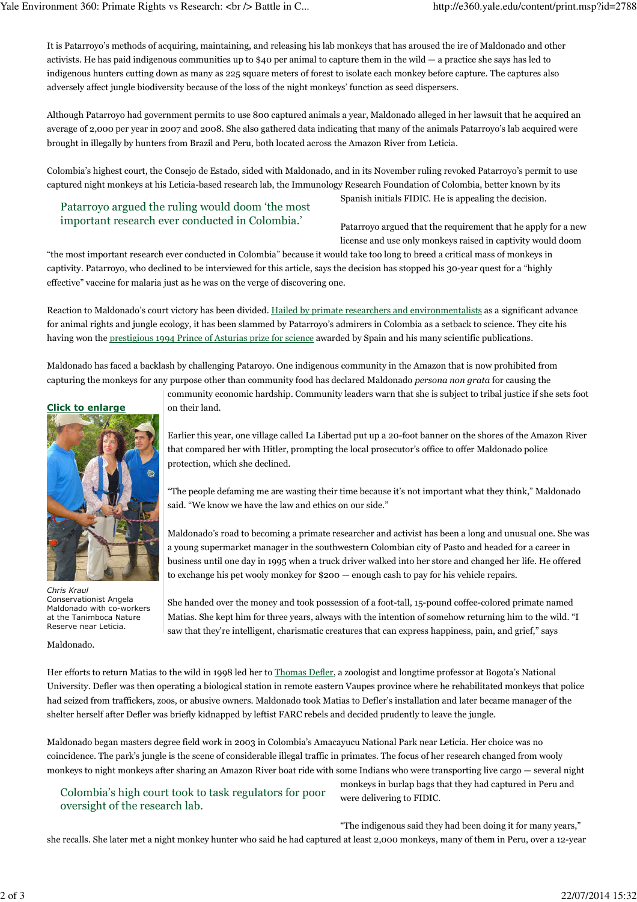It is Patarroyo's methods of acquiring, maintaining, and releasing his lab monkeys that has aroused the ire of Maldonado and other activists. He has paid indigenous communities up to $40 per animal to capture them in the wild — a practice she says has led to indigenous hunters cutting down as many as 225 square meters of forest to isolate each monkey before capture. The captures also adversely affect jungle biodiversity because of the loss of the night monkeys' function as seed dispersers.

Although Patarroyo had government permits to use 800 captured animals a year, Maldonado alleged in her lawsuit that he acquired an average of 2,000 per year in 2007 and 2008. She also gathered data indicating that many of the animals Patarroyo's lab acquired were brought in illegally by hunters from Brazil and Peru, both located across the Amazon River from Leticia.

Colombia's highest court, the Consejo de Estado, sided with Maldonado, and in its November ruling revoked Patarroyo's permit to use captured night monkeys at his Leticia-based research lab, the Immunology Research Foundation of Colombia, better known by its Spanish initials FIDIC. He is appealing the decision.

> Patarroyo argued the ruling would doom 'the most important research ever conducted in Colombia.'

Patarroyo argued that the requirement that he apply for a new license and use only monkeys raised in captivity would doom "the most important research ever conducted in Colombia" because it would take too long to breed a critical mass of monkeys in captivity. Patarroyo, who declined to be interviewed for this article, says the decision has stopped his 30-year quest for a "highly effective" vaccine for malaria just as he was on the verge of discovering one.

Reaction to Maldonado's court victory has been divided. Hailed by primate researchers and environmentalists as a significant advance for animal rights and jungle ecology, it has been slammed by Patarroyo's admirers in Colombia as a setback to science. They cite his having won the prestigious 1994 Prince of Asturias prize for science awarded by Spain and his many scientific publications.

Maldonado has faced a backlash by challenging Pataroyo. One indigenous community in the Amazon that is now prohibited from capturing the monkeys for any purpose other than community food has declared Maldonado *persona non grata* for causing the community economic hardship. Community leaders warn that she is subject to tribal justice if she sets foot on their land.

**Click to enlarge**

Chris Kraul
Conservationist Angela Maldonado with co-workers at the Tanimboca Nature Reserve near Leticia.

Earlier this year, one village called La Libertad put up a 20-foot banner on the shores of the Amazon River that compared her with Hitler, prompting the local prosecutor's office to offer Maldonado police protection, which she declined.

"The people defaming me are wasting their time because it's not important what they think," Maldonado said. "We know we have the law and ethics on our side."

Maldonado's road to becoming a primate researcher and activist has been a long and unusual one. She was a young supermarket manager in the southwestern Colombian city of Pasto and headed for a career in business until one day in 1995 when a truck driver walked into her store and changed her life. He offered to exchange his pet wooly monkey for $200 — enough cash to pay for his vehicle repairs.

She handed over the money and took possession of a foot-tall, 15-pound coffee-colored primate named Matias. She kept him for three years, always with the intention of somehow returning him to the wild. "I saw that they're intelligent, charismatic creatures that can express happiness, pain, and grief," says Maldonado.

Her efforts to return Matias to the wild in 1998 led her to Thomas Defler, a zoologist and longtime professor at Bogota's National University. Defler was then operating a biological station in remote eastern Vaupes province where he rehabilitated monkeys that police had seized from traffickers, zoos, or abusive owners. Maldonado took Matias to Defler's installation and later became manager of the shelter herself after Defler was briefly kidnapped by leftist FARC rebels and decided prudently to leave the jungle.

Maldonado began masters degree field work in 2003 in Colombia's Amacayucu National Park near Leticia. Her choice was no coincidence. The park's jungle is the scene of considerable illegal traffic in primates. The focus of her research changed from wooly monkeys to night monkeys after sharing an Amazon River boat ride with some Indians who were transporting live cargo — several night monkeys in burlap bags that they had captured in Peru and were delivering to FIDIC.

> Colombia's high court took to task regulators for poor oversight of the research lab.

"The indigenous said they had been doing it for many years," she recalls. She later met a night monkey hunter who said he had captured at least 2,000 monkeys, many of them in Peru, over a 12-year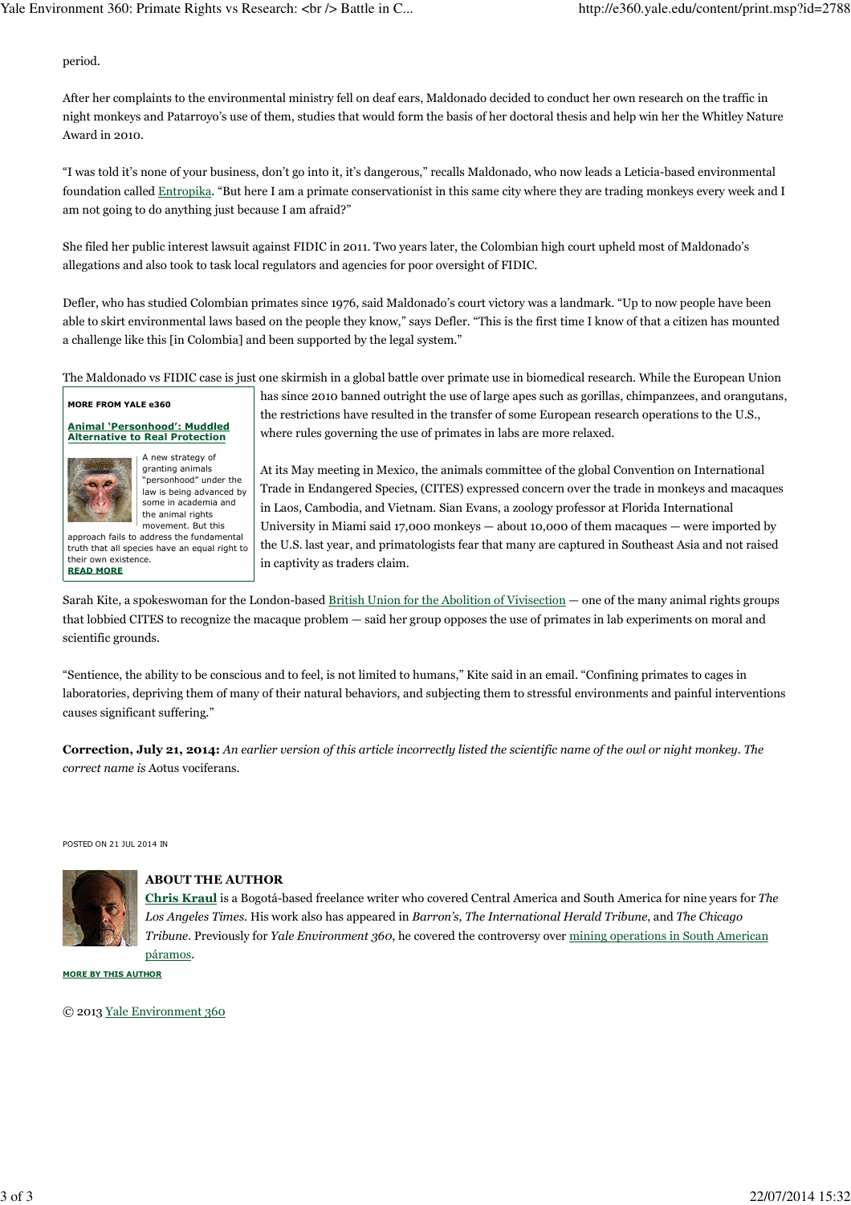period.

After her complaints to the environmental ministry fell on deaf ears, Maldonado decided to conduct her own research on the traffic in night monkeys and Patarroyo's use of them, studies that would form the basis of her doctoral thesis and help win her the Whitley Nature Award in 2010.

"I was told it's none of your business, don't go into it, it's dangerous," recalls Maldonado, who now leads a Leticia-based environmental foundation called Entropika. "But here I am a primate conservationist in this same city where they are trading monkeys every week and I am not going to do anything just because I am afraid?"

She filed her public interest lawsuit against FIDIC in 2011. Two years later, the Colombian high court upheld most of Maldonado's allegations and also took to task local regulators and agencies for poor oversight of FIDIC.

Defler, who has studied Colombian primates since 1976, said Maldonado's court victory was a landmark. "Up to now people have been able to skirt environmental laws based on the people they know," says Defler. "This is the first time I know of that a citizen has mounted a challenge like this [in Colombia] and been supported by the legal system."

The Maldonado vs FIDIC case is just one skirmish in a global battle over primate use in biomedical research. While the European Union has since 2010 banned outright the use of large apes such as gorillas, chimpanzees, and orangutans, the restrictions have resulted in the transfer of some European research operations to the U.S., where rules governing the use of primates in labs are more relaxed.

At its May meeting in Mexico, the animals committee of the global Convention on International Trade in Endangered Species, (CITES) expressed concern over the trade in monkeys and macaques in Laos, Cambodia, and Vietnam. Sian Evans, a zoology professor at Florida International University in Miami said 17,000 monkeys — about 10,000 of them macaques — were imported by the U.S. last year, and primatologists fear that many are captured in Southeast Asia and not raised in captivity as traders claim.

**MORE FROM YALE e360**

**Animal 'Personhood': Muddled Alternative to Real Protection**

A new strategy of granting animals "personhood" under the law is being advanced by some in academia and the animal rights movement. But this approach fails to address the fundamental truth that all species have an equal right to their own existence.

**READ MORE**

Sarah Kite, a spokeswoman for the London-based British Union for the Abolition of Vivisection — one of the many animal rights groups that lobbied CITES to recognize the macaque problem — said her group opposes the use of primates in lab experiments on moral and scientific grounds.

"Sentience, the ability to be conscious and to feel, is not limited to humans," Kite said in an email. "Confining primates to cages in laboratories, depriving them of many of their natural behaviors, and subjecting them to stressful environments and painful interventions causes significant suffering."

**Correction, July 21, 2014:** *An earlier version of this article incorrectly listed the scientific name of the owl or night monkey. The correct name is* Aotus vociferans.

POSTED ON 21 JUL 2014 IN

**ABOUT THE AUTHOR**

**Chris Kraul** is a Bogotá-based freelance writer who covered Central America and South America for nine years for *The Los Angeles Times*. His work also has appeared in *Barron's*, *The International Herald Tribune*, and *The Chicago Tribune*. Previously for *Yale Environment 360*, he covered the controversy over mining operations in South American páramos.

**MORE BY THIS AUTHOR**

© 2013 Yale Environment 360